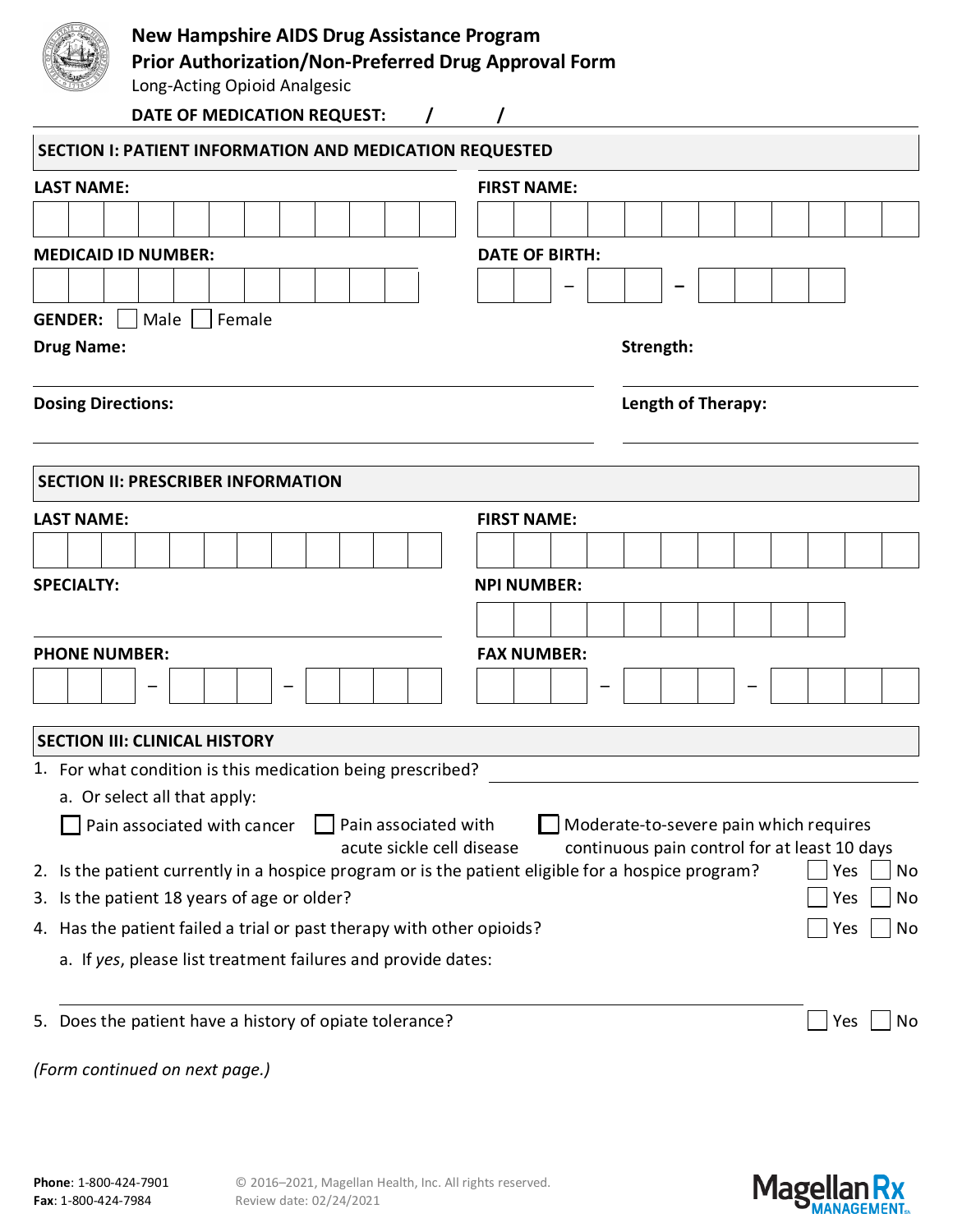# New Hampshire AIDS Drug Assistance Program
## Prior Authorization/Non-Preferred Drug Approval Form
Long-Acting Opioid Analgesic

**DATE OF MEDICATION REQUEST:** ____ / ____ / ____

### SECTION I: PATIENT INFORMATION AND MEDICATION REQUESTED

**LAST NAME:** ______________________ **FIRST NAME:** ______________________

**MEDICAID ID NUMBER:** ______________________ **DATE OF BIRTH:** ____ – ____ – ____

**GENDER:** ☐ Male ☐ Female

**Drug Name:** ______________________ **Strength:** ______________________

**Dosing Directions:** ______________________ **Length of Therapy:** ______________________

### SECTION II: PRESCRIBER INFORMATION

**LAST NAME:** ______________________ **FIRST NAME:** ______________________

**SPECIALTY:** ______________________ **NPI NUMBER:** ______________________

**PHONE NUMBER:** ____ – ____ – ____ **FAX NUMBER:** ____ – ____ – ____

### SECTION III: CLINICAL HISTORY

1. For what condition is this medication being prescribed? ______________________
   a. Or select all that apply:
      ☐ Pain associated with cancer ☐ Pain associated with acute sickle cell disease ☐ Moderate-to-severe pain which requires continuous pain control for at least 10 days
2. Is the patient currently in a hospice program or is the patient eligible for a hospice program? ☐ Yes ☐ No
3. Is the patient 18 years of age or older? ☐ Yes ☐ No
4. Has the patient failed a trial or past therapy with other opioids? ☐ Yes ☐ No
   a. If *yes*, please list treatment failures and provide dates:
   ______________________
5. Does the patient have a history of opiate tolerance? ☐ Yes ☐ No

*(Form continued on next page.)*

**Phone**: 1-800-424-7901
**Fax**: 1-800-424-7984

© 2016–2021, Magellan Health, Inc. All rights reserved.
Review date: 02/24/2021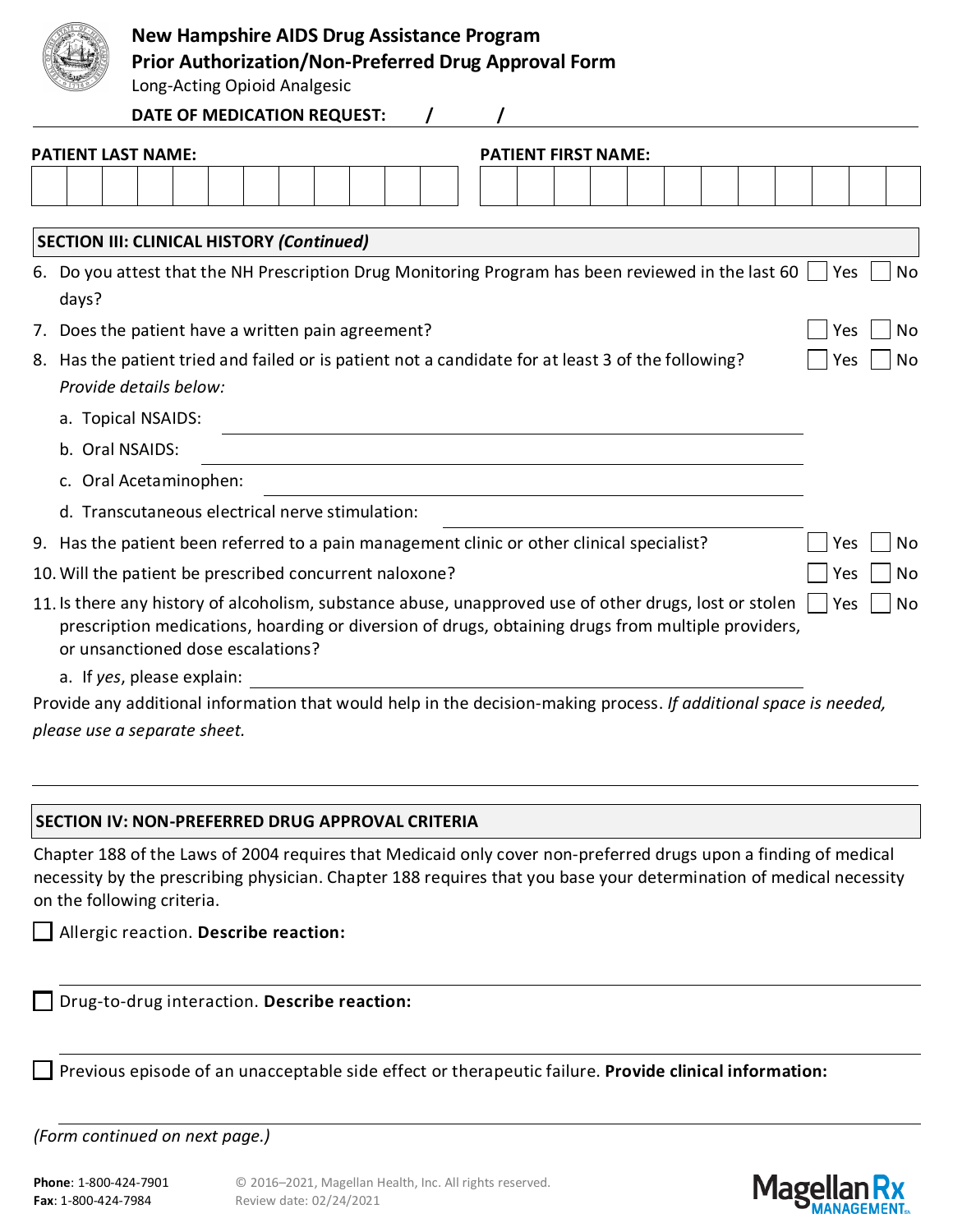**New Hampshire AIDS Drug Assistance Program**
**Prior Authorization/Non-Preferred Drug Approval Form**
Long-Acting Opioid Analgesic

**DATE OF MEDICATION REQUEST:** ____ / ____ / ____

**PATIENT LAST NAME:** ______________________ **PATIENT FIRST NAME:** ______________________

## SECTION III: CLINICAL HISTORY *(Continued)*

6. Do you attest that the NH Prescription Drug Monitoring Program has been reviewed in the last 60 days? ☐ Yes ☐ No
7. Does the patient have a written pain agreement? ☐ Yes ☐ No
8. Has the patient tried and failed or is patient not a candidate for at least 3 of the following? ☐ Yes ☐ No
   *Provide details below:*
   a. Topical NSAIDS: ______________________
   b. Oral NSAIDS: ______________________
   c. Oral Acetaminophen: ______________________
   d. Transcutaneous electrical nerve stimulation: ______________________
9. Has the patient been referred to a pain management clinic or other clinical specialist? ☐ Yes ☐ No
10. Will the patient be prescribed concurrent naloxone? ☐ Yes ☐ No
11. Is there any history of alcoholism, substance abuse, unapproved use of other drugs, lost or stolen prescription medications, hoarding or diversion of drugs, obtaining drugs from multiple providers, or unsanctioned dose escalations? ☐ Yes ☐ No
    a. If *yes*, please explain: ______________________

Provide any additional information that would help in the decision-making process. *If additional space is needed, please use a separate sheet.*

______________________

## SECTION IV: NON-PREFERRED DRUG APPROVAL CRITERIA

Chapter 188 of the Laws of 2004 requires that Medicaid only cover non-preferred drugs upon a finding of medical necessity by the prescribing physician. Chapter 188 requires that you base your determination of medical necessity on the following criteria.

☐ Allergic reaction. **Describe reaction:**

______________________

☐ Drug-to-drug interaction. **Describe reaction:**

______________________

☐ Previous episode of an unacceptable side effect or therapeutic failure. **Provide clinical information:**

______________________

*(Form continued on next page.)*

**Phone**: 1-800-424-7901
**Fax**: 1-800-424-7984

© 2016–2021, Magellan Health, Inc. All rights reserved.
Review date: 02/24/2021

Magellan Rx MANAGEMENT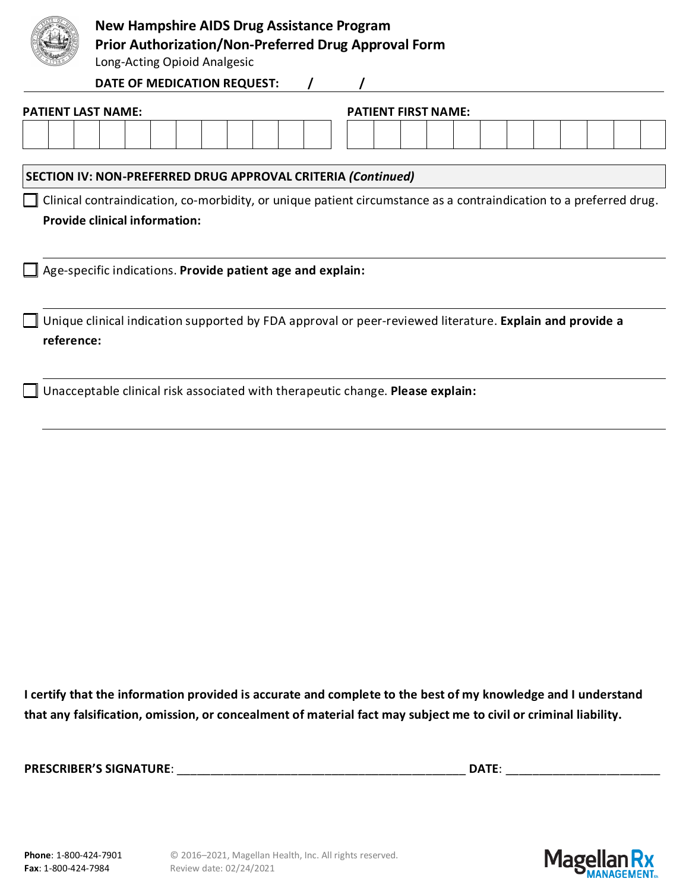# New Hampshire AIDS Drug Assistance Program

## Prior Authorization/Non-Preferred Drug Approval Form

Long-Acting Opioid Analgesic

**DATE OF MEDICATION REQUEST:** / /

**PATIENT LAST NAME:**

**PATIENT FIRST NAME:**

### SECTION IV: NON-PREFERRED DRUG APPROVAL CRITERIA *(Continued)*

☐ Clinical contraindication, co-morbidity, or unique patient circumstance as a contraindication to a preferred drug. **Provide clinical information:**

☐ Age-specific indications. **Provide patient age and explain:**

☐ Unique clinical indication supported by FDA approval or peer-reviewed literature. **Explain and provide a reference:**

☐ Unacceptable clinical risk associated with therapeutic change. **Please explain:**

**I certify that the information provided is accurate and complete to the best of my knowledge and I understand that any falsification, omission, or concealment of material fact may subject me to civil or criminal liability.**

**PRESCRIBER'S SIGNATURE**: ____________________________________________ **DATE**: ______________________

**Phone**: 1-800-424-7901
**Fax**: 1-800-424-7984

© 2016–2021, Magellan Health, Inc. All rights reserved.
Review date: 02/24/2021

Magellan Rx MANAGEMENT